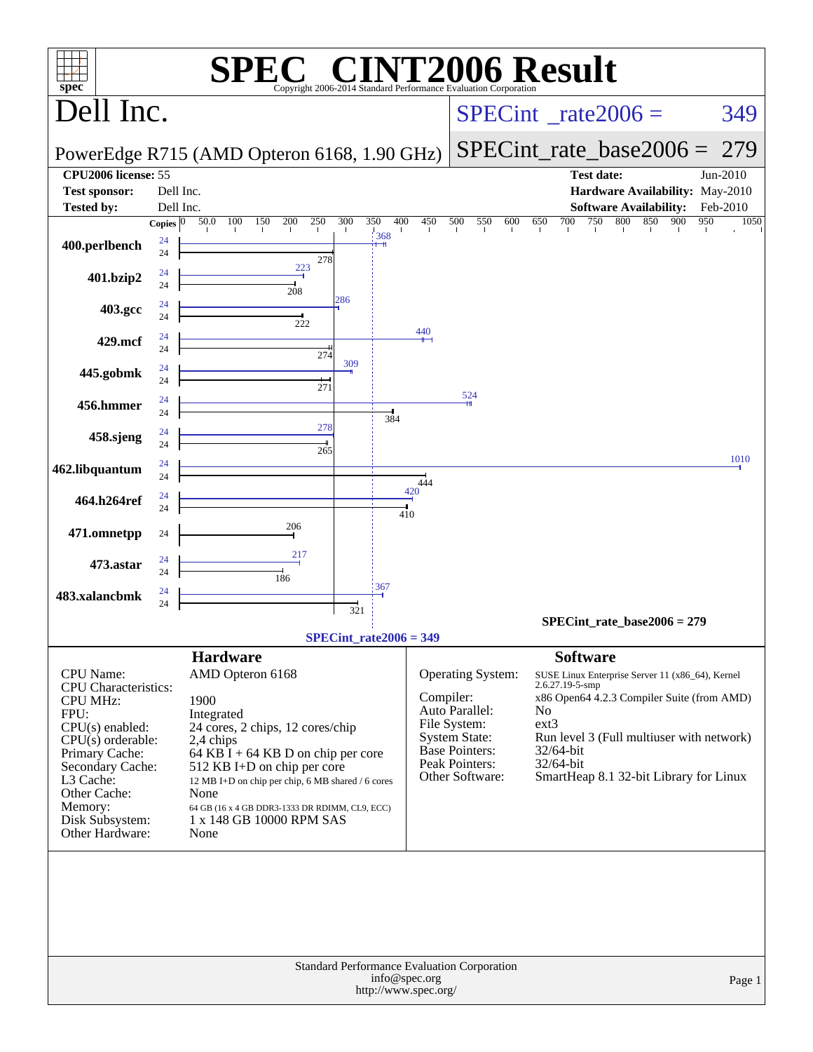# SPEC® CINT2006 Result

Copyright 2006-2014 Standard Performance Evaluation Corporation

## Dell Inc.

PowerEdge R715 (AMD Opteron 6168, 1.90 GHz)

SPECint_rate2006 = 349

SPECint_rate_base2006 = 279

| | | | |
|---|---|---|---|
| **CPU2006 license:** | 55 | **Test date:** | Jun-2010 |
| **Test sponsor:** | Dell Inc. | **Hardware Availability:** | May-2010 |
| **Tested by:** | Dell Inc. | **Software Availability:** | Feb-2010 |

| Benchmark | Copies (peak) | Peak | Copies (base) | Base |
|---|---|---|---|---|
| 400.perlbench | 24 | 368 | 24 | 278 |
| 401.bzip2 | 24 | 223 | 24 | 208 |
| 403.gcc | 24 | 286 | 24 | 222 |
| 429.mcf | 24 | 440 | 24 | 274 |
| 445.gobmk | 24 | 309 | 24 | 271 |
| 456.hmmer | 24 | 524 | 24 | 384 |
| 458.sjeng | 24 | 278 | 24 | 265 |
| 462.libquantum | 24 | 1010 | 24 | 444 |
| 464.h264ref | 24 | 420 | 24 | 410 |
| 471.omnetpp | | | 24 | 206 |
| 473.astar | 24 | 217 | 24 | 186 |
| 483.xalancbmk | 24 | 367 | 24 | 321 |

SPECint_rate_base2006 = 279

SPECint_rate2006 = 349

## Hardware

| | |
|---|---|
| CPU Name: | AMD Opteron 6168 |
| CPU Characteristics: | |
| CPU MHz: | 1900 |
| FPU: | Integrated |
| CPU(s) enabled: | 24 cores, 2 chips, 12 cores/chip |
| CPU(s) orderable: | 2,4 chips |
| Primary Cache: | 64 KB I + 64 KB D on chip per core |
| Secondary Cache: | 512 KB I+D on chip per core |
| L3 Cache: | 12 MB I+D on chip per chip, 6 MB shared / 6 cores |
| Other Cache: | None |
| Memory: | 64 GB (16 x 4 GB DDR3-1333 DR RDIMM, CL9, ECC) |
| Disk Subsystem: | 1 x 148 GB 10000 RPM SAS |
| Other Hardware: | None |

## Software

| | |
|---|---|
| Operating System: | SUSE Linux Enterprise Server 11 (x86_64), Kernel 2.6.27.19-5-smp |
| Compiler: | x86 Open64 4.2.3 Compiler Suite (from AMD) |
| Auto Parallel: | No |
| File System: | ext3 |
| System State: | Run level 3 (Full multiuser with network) |
| Base Pointers: | 32/64-bit |
| Peak Pointers: | 32/64-bit |
| Other Software: | SmartHeap 8.1 32-bit Library for Linux |

Standard Performance Evaluation Corporation
info@spec.org
http://www.spec.org/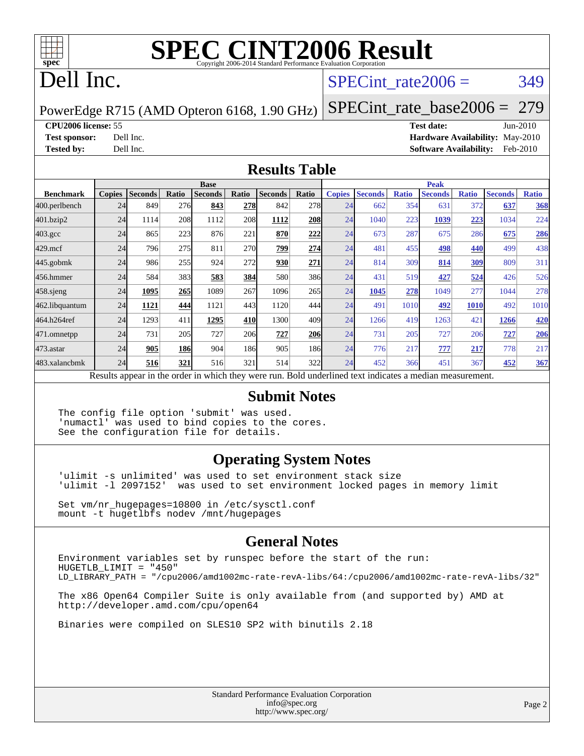# SPEC CINT2006 Result

Copyright 2006-2014 Standard Performance Evaluation Corporation

# Dell Inc.

PowerEdge R715 (AMD Opteron 6168, 1.90 GHz)

SPECint_rate2006 = 349

SPECint_rate_base2006 = 279

**CPU2006 license:** 55
**Test sponsor:** Dell Inc.
**Tested by:** Dell Inc.

**Test date:** Jun-2010
**Hardware Availability:** May-2010
**Software Availability:** Feb-2010

## Results Table

| | Base | | | | | | | Peak | | | | | | |
|---|---|---|---|---|---|---|---|---|---|---|---|---|---|---|
| **Benchmark** | **Copies** | **Seconds** | **Ratio** | **Seconds** | **Ratio** | **Seconds** | **Ratio** | **Copies** | **Seconds** | **Ratio** | **Seconds** | **Ratio** | **Seconds** | **Ratio** |
| 400.perlbench | 24 | 849 | 276 | **843** | **278** | 842 | 278 | 24 | 662 | 354 | 631 | 372 | **637** | **368** |
| 401.bzip2 | 24 | 1114 | 208 | 1112 | 208 | **1112** | **208** | 24 | 1040 | 223 | **1039** | **223** | 1034 | 224 |
| 403.gcc | 24 | 865 | 223 | 876 | 221 | **870** | **222** | 24 | 673 | 287 | 675 | 286 | **675** | **286** |
| 429.mcf | 24 | 796 | 275 | 811 | 270 | **799** | **274** | 24 | 481 | 455 | **498** | **440** | 499 | 438 |
| 445.gobmk | 24 | 986 | 255 | 924 | 272 | **930** | **271** | 24 | 814 | 309 | **814** | **309** | 809 | 311 |
| 456.hmmer | 24 | 584 | 383 | **583** | **384** | 580 | 386 | 24 | 431 | 519 | **427** | **524** | 426 | 526 |
| 458.sjeng | 24 | **1095** | **265** | 1089 | 267 | 1096 | 265 | 24 | **1045** | **278** | 1049 | 277 | 1044 | 278 |
| 462.libquantum | 24 | **1121** | **444** | 1121 | 443 | 1120 | 444 | 24 | 491 | 1010 | **492** | **1010** | 492 | 1010 |
| 464.h264ref | 24 | 1293 | 411 | **1295** | **410** | 1300 | 409 | 24 | 1266 | 419 | 1263 | 421 | **1266** | **420** |
| 471.omnetpp | 24 | 731 | 205 | 727 | 206 | **727** | **206** | 24 | 731 | 205 | 727 | 206 | **727** | **206** |
| 473.astar | 24 | **905** | **186** | 904 | 186 | 905 | 186 | 24 | 776 | 217 | **777** | **217** | 778 | 217 |
| 483.xalancbmk | 24 | **516** | **321** | 516 | 321 | 514 | 322 | 24 | 452 | 366 | 451 | 367 | **452** | **367** |

Results appear in the order in which they were run. Bold underlined text indicates a median measurement.

## Submit Notes

```
The config file option 'submit' was used.
'numactl' was used to bind copies to the cores.
See the configuration file for details.
```

## Operating System Notes

```
'ulimit -s unlimited' was used to set environment stack size
'ulimit -l 2097152'  was used to set environment locked pages in memory limit

Set vm/nr_hugepages=10800 in /etc/sysctl.conf
mount -t hugetlbfs nodev /mnt/hugepages
```

## General Notes

```
Environment variables set by runspec before the start of the run:
HUGETLB_LIMIT = "450"
LD_LIBRARY_PATH = "/cpu2006/amd1002mc-rate-revA-libs/64:/cpu2006/amd1002mc-rate-revA-libs/32"

The x86 Open64 Compiler Suite is only available from (and supported by) AMD at
http://developer.amd.com/cpu/open64

Binaries were compiled on SLES10 SP2 with binutils 2.18
```

Standard Performance Evaluation Corporation
info@spec.org
http://www.spec.org/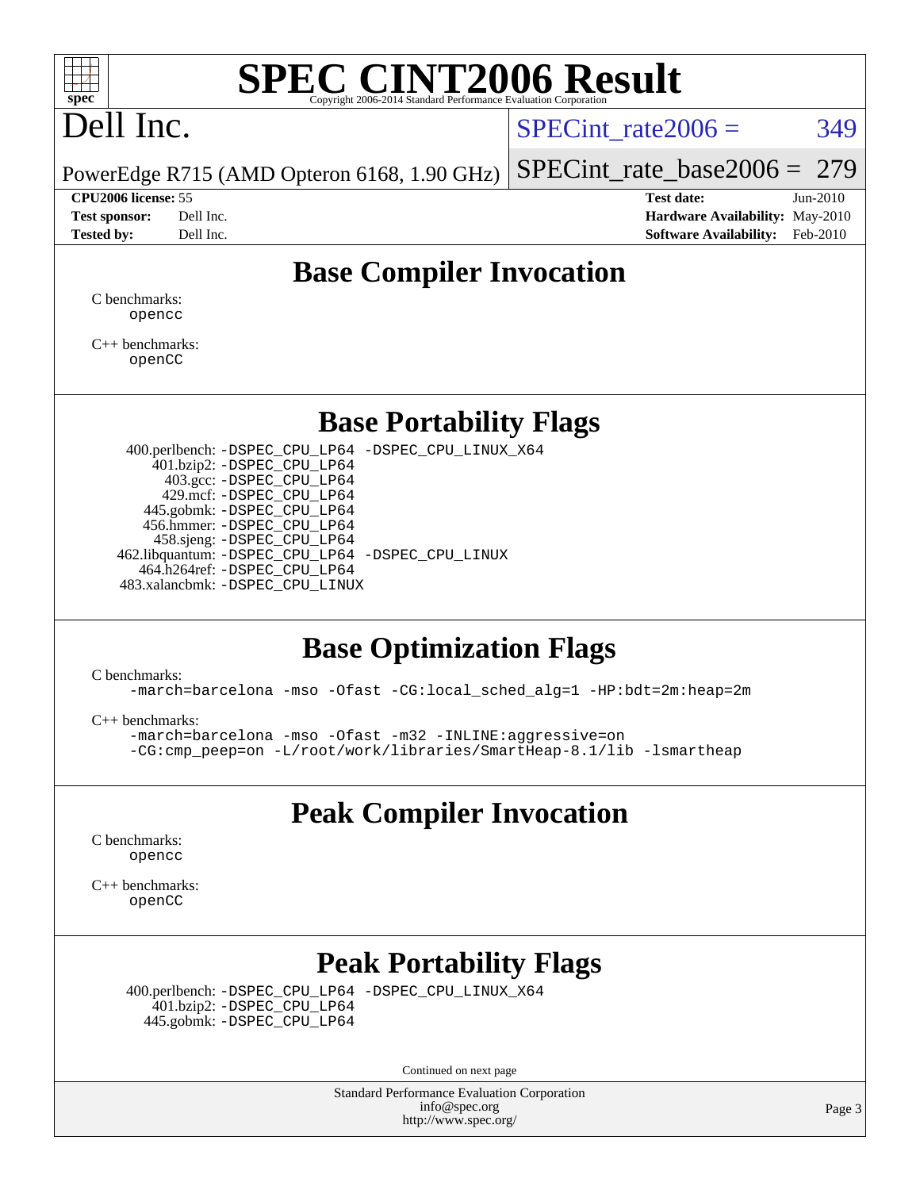# SPEC CINT2006 Result

Copyright 2006-2014 Standard Performance Evaluation Corporation

## Dell Inc.

PowerEdge R715 (AMD Opteron 6168, 1.90 GHz)

SPECint_rate2006 = 349

SPECint_rate_base2006 = 279

**CPU2006 license:** 55
**Test sponsor:** Dell Inc.
**Tested by:** Dell Inc.

**Test date:** Jun-2010
**Hardware Availability:** May-2010
**Software Availability:** Feb-2010

## Base Compiler Invocation

C benchmarks:
opencc

C++ benchmarks:
openCC

## Base Portability Flags

400.perlbench: -DSPEC_CPU_LP64 -DSPEC_CPU_LINUX_X64
401.bzip2: -DSPEC_CPU_LP64
403.gcc: -DSPEC_CPU_LP64
429.mcf: -DSPEC_CPU_LP64
445.gobmk: -DSPEC_CPU_LP64
456.hmmer: -DSPEC_CPU_LP64
458.sjeng: -DSPEC_CPU_LP64
462.libquantum: -DSPEC_CPU_LP64 -DSPEC_CPU_LINUX
464.h264ref: -DSPEC_CPU_LP64
483.xalancbmk: -DSPEC_CPU_LINUX

## Base Optimization Flags

C benchmarks:
-march=barcelona -mso -Ofast -CG:local_sched_alg=1 -HP:bdt=2m:heap=2m

C++ benchmarks:
-march=barcelona -mso -Ofast -m32 -INLINE:aggressive=on
-CG:cmp_peep=on -L/root/work/libraries/SmartHeap-8.1/lib -lsmartheap

## Peak Compiler Invocation

C benchmarks:
opencc

C++ benchmarks:
openCC

## Peak Portability Flags

400.perlbench: -DSPEC_CPU_LP64 -DSPEC_CPU_LINUX_X64
401.bzip2: -DSPEC_CPU_LP64
445.gobmk: -DSPEC_CPU_LP64

Continued on next page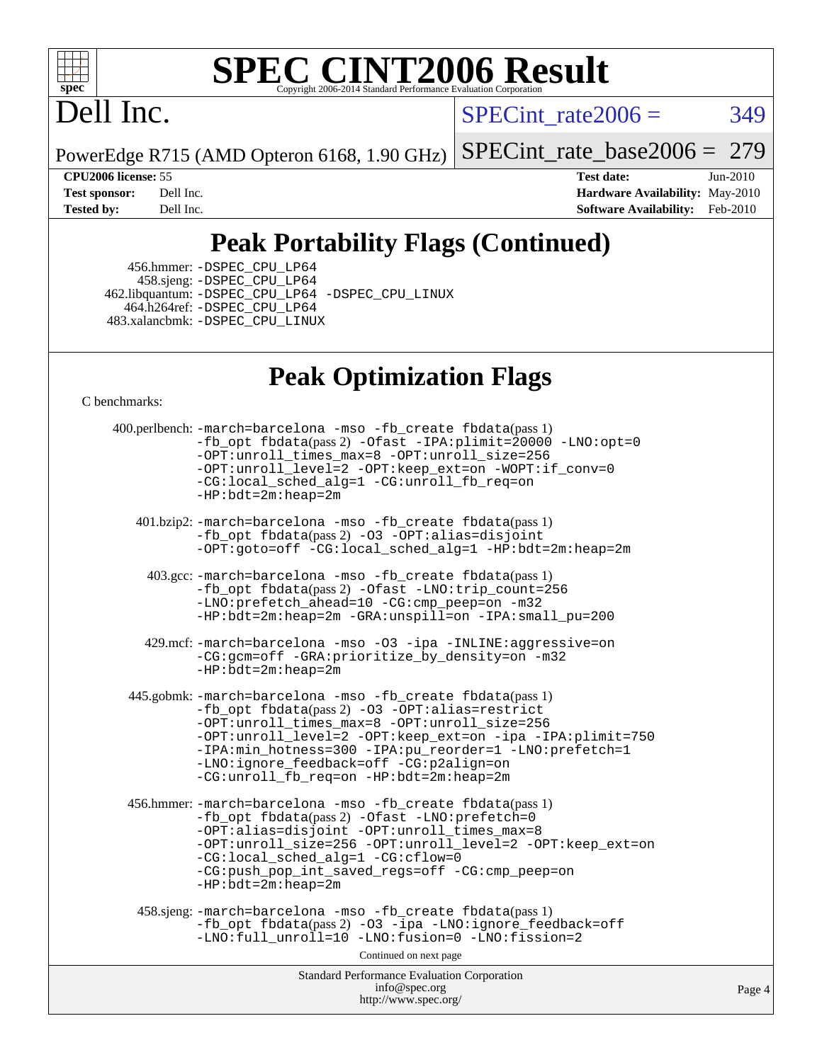# SPEC CINT2006 Result

Dell Inc.

PowerEdge R715 (AMD Opteron 6168, 1.90 GHz)

SPECint_rate2006 = 349

SPECint_rate_base2006 = 279

**CPU2006 license:** 55
**Test sponsor:** Dell Inc.
**Tested by:** Dell Inc.

**Test date:** Jun-2010
**Hardware Availability:** May-2010
**Software Availability:** Feb-2010

## Peak Portability Flags (Continued)

456.hmmer: -DSPEC_CPU_LP64
458.sjeng: -DSPEC_CPU_LP64
462.libquantum: -DSPEC_CPU_LP64 -DSPEC_CPU_LINUX
464.h264ref: -DSPEC_CPU_LP64
483.xalancbmk: -DSPEC_CPU_LINUX

## Peak Optimization Flags

C benchmarks:

400.perlbench: -march=barcelona -mso -fb_create fbdata(pass 1) -fb_opt fbdata(pass 2) -Ofast -IPA:plimit=20000 -LNO:opt=0 -OPT:unroll_times_max=8 -OPT:unroll_size=256 -OPT:unroll_level=2 -OPT:keep_ext=on -WOPT:if_conv=0 -CG:local_sched_alg=1 -CG:unroll_fb_req=on -HP:bdt=2m:heap=2m

401.bzip2: -march=barcelona -mso -fb_create fbdata(pass 1) -fb_opt fbdata(pass 2) -O3 -OPT:alias=disjoint -OPT:goto=off -CG:local_sched_alg=1 -HP:bdt=2m:heap=2m

403.gcc: -march=barcelona -mso -fb_create fbdata(pass 1) -fb_opt fbdata(pass 2) -Ofast -LNO:trip_count=256 -LNO:prefetch_ahead=10 -CG:cmp_peep=on -m32 -HP:bdt=2m:heap=2m -GRA:unspill=on -IPA:small_pu=200

429.mcf: -march=barcelona -mso -O3 -ipa -INLINE:aggressive=on -CG:gcm=off -GRA:prioritize_by_density=on -m32 -HP:bdt=2m:heap=2m

445.gobmk: -march=barcelona -mso -fb_create fbdata(pass 1) -fb_opt fbdata(pass 2) -O3 -OPT:alias=restrict -OPT:unroll_times_max=8 -OPT:unroll_size=256 -OPT:unroll_level=2 -OPT:keep_ext=on -ipa -IPA:plimit=750 -IPA:min_hotness=300 -IPA:pu_reorder=1 -LNO:prefetch=1 -LNO:ignore_feedback=off -CG:p2align=on -CG:unroll_fb_req=on -HP:bdt=2m:heap=2m

456.hmmer: -march=barcelona -mso -fb_create fbdata(pass 1) -fb_opt fbdata(pass 2) -Ofast -LNO:prefetch=0 -OPT:alias=disjoint -OPT:unroll_times_max=8 -OPT:unroll_size=256 -OPT:unroll_level=2 -OPT:keep_ext=on -CG:local_sched_alg=1 -CG:cflow=0 -CG:push_pop_int_saved_regs=off -CG:cmp_peep=on -HP:bdt=2m:heap=2m

458.sjeng: -march=barcelona -mso -fb_create fbdata(pass 1) -fb_opt fbdata(pass 2) -O3 -ipa -LNO:ignore_feedback=off -LNO:full_unroll=10 -LNO:fusion=0 -LNO:fission=2

Continued on next page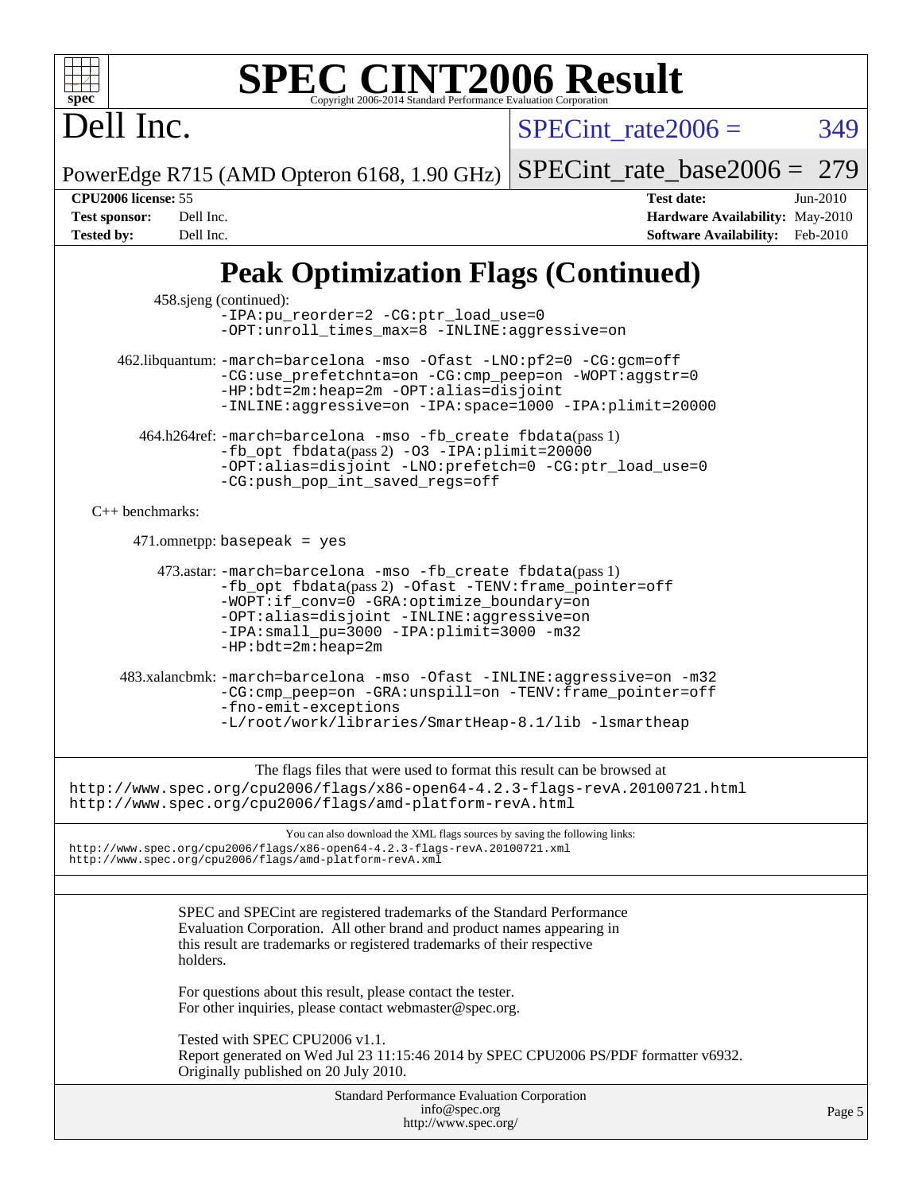# Peak Optimization Flags (Continued)

458.sjeng (continued):
```
-IPA:pu_reorder=2 -CG:ptr_load_use=0
-OPT:unroll_times_max=8 -INLINE:aggressive=on
```

462.libquantum:
```
-march=barcelona -mso -Ofast -LNO:pf2=0 -CG:gcm=off
-CG:use_prefetchnta=on -CG:cmp_peep=on -WOPT:aggstr=0
-HP:bdt=2m:heap=2m -OPT:alias=disjoint
-INLINE:aggressive=on -IPA:space=1000 -IPA:plimit=20000
```

464.h264ref:
```
-march=barcelona -mso -fb_create fbdata(pass 1)
-fb_opt fbdata(pass 2) -O3 -IPA:plimit=20000
-OPT:alias=disjoint -LNO:prefetch=0 -CG:ptr_load_use=0
-CG:push_pop_int_saved_regs=off
```

C++ benchmarks:

471.omnetpp: `basepeak = yes`

473.astar:
```
-march=barcelona -mso -fb_create fbdata(pass 1)
-fb_opt fbdata(pass 2) -Ofast -TENV:frame_pointer=off
-WOPT:if_conv=0 -GRA:optimize_boundary=on
-OPT:alias=disjoint -INLINE:aggressive=on
-IPA:small_pu=3000 -IPA:plimit=3000 -m32
-HP:bdt=2m:heap=2m
```

483.xalancbmk:
```
-march=barcelona -mso -Ofast -INLINE:aggressive=on -m32
-CG:cmp_peep=on -GRA:unspill=on -TENV:frame_pointer=off
-fno-emit-exceptions
-L/root/work/libraries/SmartHeap-8.1/lib -lsmartheap
```

The flags files that were used to format this result can be browsed at
http://www.spec.org/cpu2006/flags/x86-open64-4.2.3-flags-revA.20100721.html
http://www.spec.org/cpu2006/flags/amd-platform-revA.html

You can also download the XML flags sources by saving the following links:
http://www.spec.org/cpu2006/flags/x86-open64-4.2.3-flags-revA.20100721.xml
http://www.spec.org/cpu2006/flags/amd-platform-revA.xml

SPEC and SPECint are registered trademarks of the Standard Performance Evaluation Corporation. All other brand and product names appearing in this result are trademarks or registered trademarks of their respective holders.

For questions about this result, please contact the tester.
For other inquiries, please contact webmaster@spec.org.

Tested with SPEC CPU2006 v1.1.
Report generated on Wed Jul 23 11:15:46 2014 by SPEC CPU2006 PS/PDF formatter v6932.
Originally published on 20 July 2010.